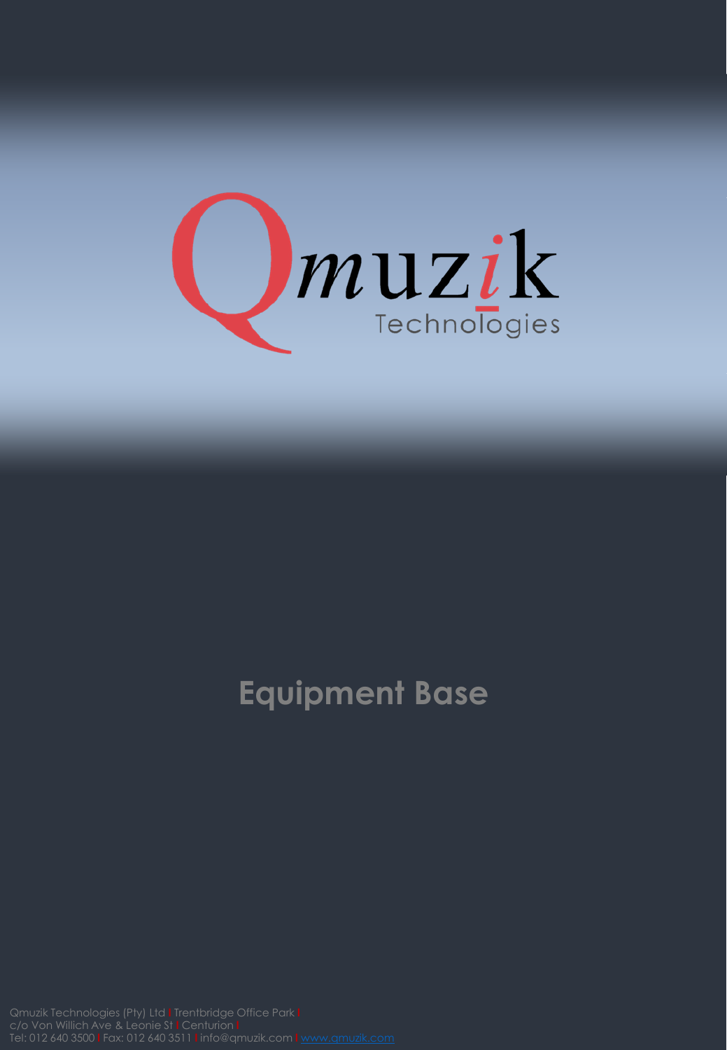Qmuzik Technologies

# Equipment Base

Qmuzik Technologies (Pty) Ltd | Trentbridge Office Park |
c/o Von Willich Ave & Leonie St | Centurion |
Tel: 012 640 3500 | Fax: 012 640 3511 | info@qmuzik.com | www.qmuzik.com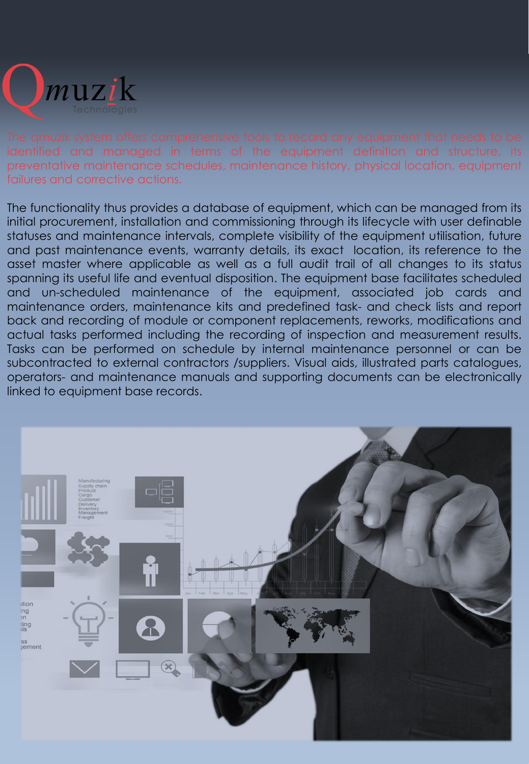Qmuzik Technologies

The qmuzik system offers comprehensive tools to record any equipment that needs to be identified and managed in terms of the equipment definition and structure, its preventative maintenance schedules, maintenance history, physical location, equipment failures and corrective actions.

The functionality thus provides a database of equipment, which can be managed from its initial procurement, installation and commissioning through its lifecycle with user definable statuses and maintenance intervals, complete visibility of the equipment utilisation, future and past maintenance events, warranty details, its exact location, its reference to the asset master where applicable as well as a full audit trail of all changes to its status spanning its useful life and eventual disposition. The equipment base facilitates scheduled and un-scheduled maintenance of the equipment, associated job cards and maintenance orders, maintenance kits and predefined task- and check lists and report back and recording of module or component replacements, reworks, modifications and actual tasks performed including the recording of inspection and measurement results. Tasks can be performed on schedule by internal maintenance personnel or can be subcontracted to external contractors /suppliers. Visual aids, illustrated parts catalogues, operators- and maintenance manuals and supporting documents can be electronically linked to equipment base records.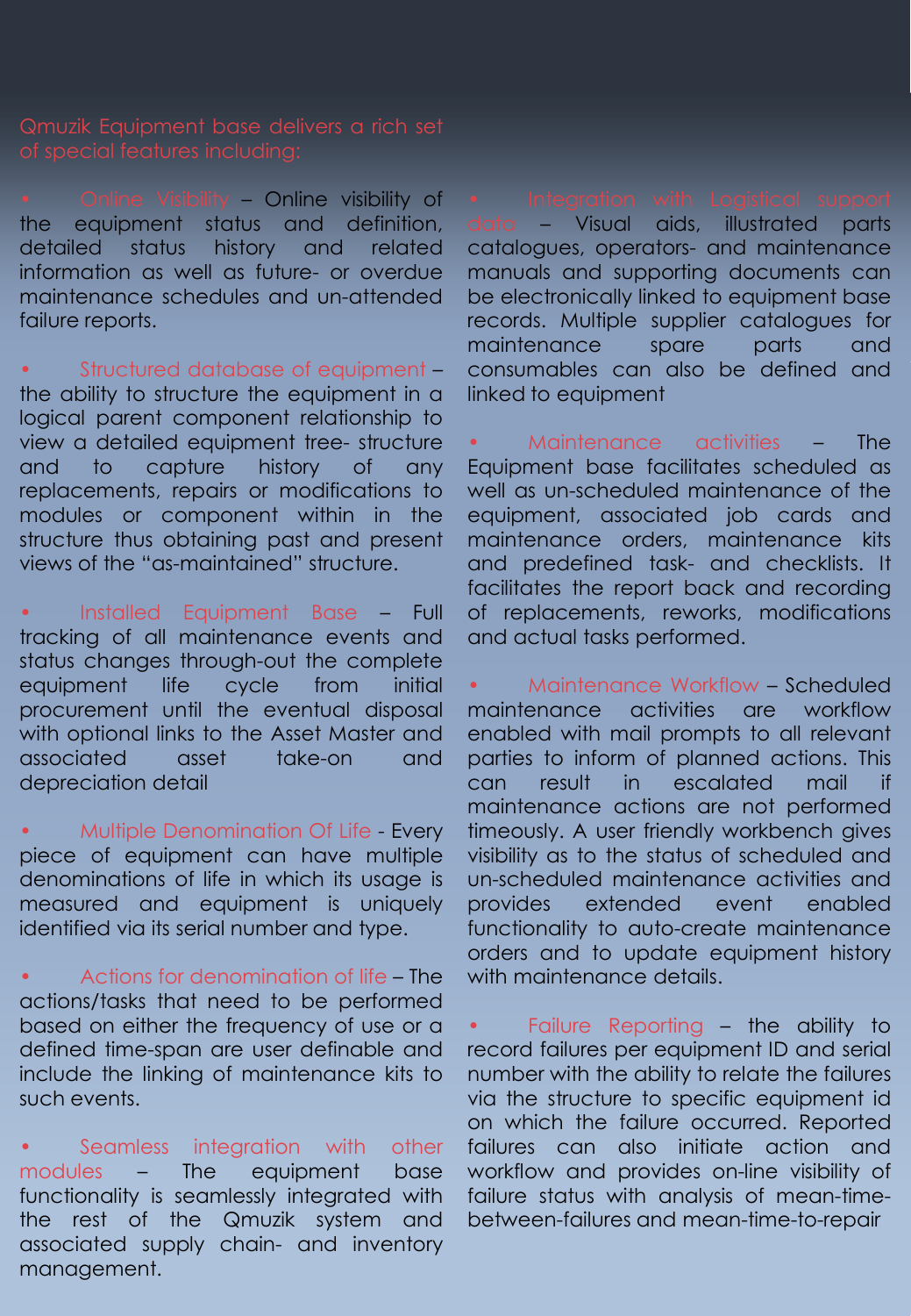Qmuzik Equipment base delivers a rich set of special features including:

- **Online Visibility** – Online visibility of the equipment status and definition, detailed status history and related information as well as future- or overdue maintenance schedules and un-attended failure reports.

- **Structured database of equipment** – the ability to structure the equipment in a logical parent component relationship to view a detailed equipment tree- structure and to capture history of any replacements, repairs or modifications to modules or component within in the structure thus obtaining past and present views of the "as-maintained" structure.

- **Installed Equipment Base** – Full tracking of all maintenance events and status changes through-out the complete equipment life cycle from initial procurement until the eventual disposal with optional links to the Asset Master and associated asset take-on and depreciation detail

- **Multiple Denomination Of Life** - Every piece of equipment can have multiple denominations of life in which its usage is measured and equipment is uniquely identified via its serial number and type.

- **Actions for denomination of life** – The actions/tasks that need to be performed based on either the frequency of use or a defined time-span are user definable and include the linking of maintenance kits to such events.

- **Seamless integration with other modules** – The equipment base functionality is seamlessly integrated with the rest of the Qmuzik system and associated supply chain- and inventory management.

- **Integration with Logistical support data** – Visual aids, illustrated parts catalogues, operators- and maintenance manuals and supporting documents can be electronically linked to equipment base records. Multiple supplier catalogues for maintenance spare parts and consumables can also be defined and linked to equipment

- **Maintenance activities** – The Equipment base facilitates scheduled as well as un-scheduled maintenance of the equipment, associated job cards and maintenance orders, maintenance kits and predefined task- and checklists. It facilitates the report back and recording of replacements, reworks, modifications and actual tasks performed.

- **Maintenance Workflow** – Scheduled maintenance activities are workflow enabled with mail prompts to all relevant parties to inform of planned actions. This can result in escalated mail if maintenance actions are not performed timeously. A user friendly workbench gives visibility as to the status of scheduled and un-scheduled maintenance activities and provides extended event enabled functionality to auto-create maintenance orders and to update equipment history with maintenance details.

- **Failure Reporting** – the ability to record failures per equipment ID and serial number with the ability to relate the failures via the structure to specific equipment id on which the failure occurred. Reported failures can also initiate action and workflow and provides on-line visibility of failure status with analysis of mean-time-between-failures and mean-time-to-repair